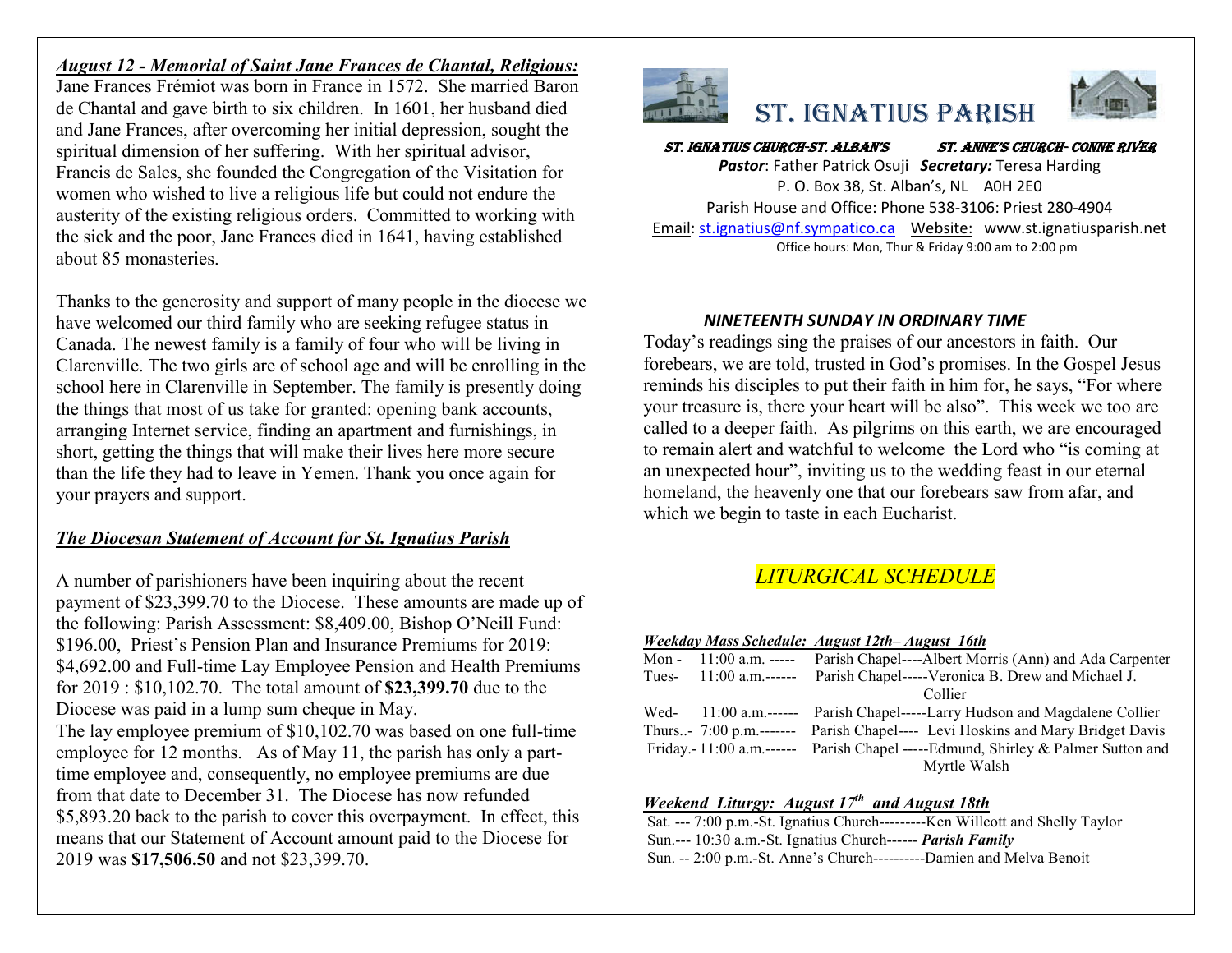***August 12 - Memorial of Saint Jane Frances de Chantal, Religious:***

Jane Frances Frémiot was born in France in 1572. She married Baron de Chantal and gave birth to six children. In 1601, her husband died and Jane Frances, after overcoming her initial depression, sought the spiritual dimension of her suffering. With her spiritual advisor, Francis de Sales, she founded the Congregation of the Visitation for women who wished to live a religious life but could not endure the austerity of the existing religious orders. Committed to working with the sick and the poor, Jane Frances died in 1641, having established about 85 monasteries.

Thanks to the generosity and support of many people in the diocese we have welcomed our third family who are seeking refugee status in Canada. The newest family is a family of four who will be living in Clarenville. The two girls are of school age and will be enrolling in the school here in Clarenville in September. The family is presently doing the things that most of us take for granted: opening bank accounts, arranging Internet service, finding an apartment and furnishings, in short, getting the things that will make their lives here more secure than the life they had to leave in Yemen. Thank you once again for your prayers and support.

***The Diocesan Statement of Account for St. Ignatius Parish***

A number of parishioners have been inquiring about the recent payment of $23,399.70 to the Diocese. These amounts are made up of the following: Parish Assessment: $8,409.00, Bishop O'Neill Fund: $196.00, Priest's Pension Plan and Insurance Premiums for 2019: $4,692.00 and Full-time Lay Employee Pension and Health Premiums for 2019 : $10,102.70. The total amount of **$23,399.70** due to the Diocese was paid in a lump sum cheque in May.

The lay employee premium of $10,102.70 was based on one full-time employee for 12 months. As of May 11, the parish has only a part-time employee and, consequently, no employee premiums are due from that date to December 31. The Diocese has now refunded $5,893.20 back to the parish to cover this overpayment. In effect, this means that our Statement of Account amount paid to the Diocese for 2019 was **$17,506.50** and not $23,399.70.

# ST. IGNATIUS PARISH

**ST. IGNATIUS CHURCH-ST. ALBAN'S ST. ANNE'S CHURCH- CONNE RIVER**

***Pastor***: Father Patrick Osuji ***Secretary:*** Teresa Harding

P. O. Box 38, St. Alban's, NL A0H 2E0

Parish House and Office: Phone 538-3106: Priest 280-4904

Email: st.ignatius@nf.sympatico.ca Website: www.st.ignatiusparish.net

Office hours: Mon, Thur & Friday 9:00 am to 2:00 pm

***NINETEENTH SUNDAY IN ORDINARY TIME***

Today's readings sing the praises of our ancestors in faith. Our forebears, we are told, trusted in God's promises. In the Gospel Jesus reminds his disciples to put their faith in him for, he says, "For where your treasure is, there your heart will be also". This week we too are called to a deeper faith. As pilgrims on this earth, we are encouraged to remain alert and watchful to welcome the Lord who "is coming at an unexpected hour", inviting us to the wedding feast in our eternal homeland, the heavenly one that our forebears saw from afar, and which we begin to taste in each Eucharist.

## *LITURGICAL SCHEDULE*

***Weekday Mass Schedule: August 12th– August 16th***

Mon - 11:00 a.m. ----- Parish Chapel----Albert Morris (Ann) and Ada Carpenter

Tues- 11:00 a.m.------ Parish Chapel-----Veronica B. Drew and Michael J. Collier

Wed- 11:00 a.m.------ Parish Chapel-----Larry Hudson and Magdalene Collier

Thurs..- 7:00 p.m.------- Parish Chapel---- Levi Hoskins and Mary Bridget Davis

Friday.- 11:00 a.m.------ Parish Chapel -----Edmund, Shirley & Palmer Sutton and Myrtle Walsh

***Weekend Liturgy: August 17th and August 18th***

Sat. --- 7:00 p.m.-St. Ignatius Church---------Ken Willcott and Shelly Taylor

Sun.--- 10:30 a.m.-St. Ignatius Church------ ***Parish Family***

Sun. -- 2:00 p.m.-St. Anne's Church----------Damien and Melva Benoit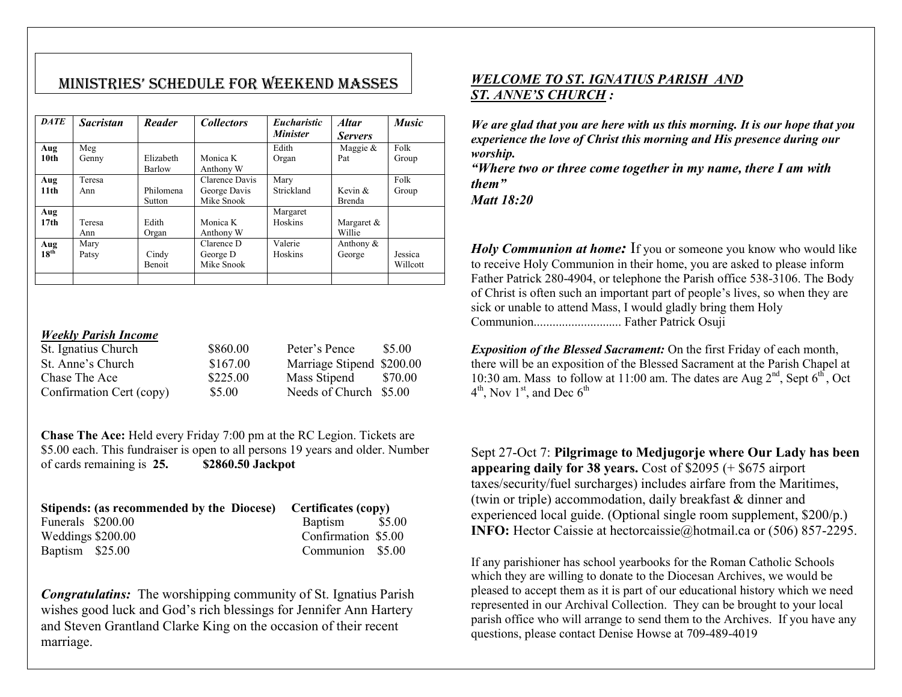# MINISTRIES' SCHEDULE FOR WEEKEND MASSES

| *DATE* | *Sacristan* | *Reader* | *Collectors* | *Eucharistic Minister* | *Altar Servers* | *Music* |
|---|---|---|---|---|---|---|
| Aug 10th | Meg Genny | Elizabeth Barlow | Monica K Anthony W | Edith Organ | Maggie & Pat | Folk Group |
| Aug 11th | Teresa Ann | Philomena Sutton | Clarence Davis George Davis Mike Snook | Mary Strickland | Kevin & Brenda | Folk Group |
| Aug 17th | Teresa Ann | Edith Organ | Monica K Anthony W | Margaret Hoskins | Margaret & Willie | |
| Aug 18th | Mary Patsy | Cindy Benoit | Clarence D George D Mike Snook | Valerie Hoskins | Anthony & George | Jessica Willcott |
| | | | | | | |

***Weekly Parish Income***

| | | | |
|---|---|---|---|
| St. Ignatius Church | $860.00 | Peter's Pence | $5.00 |
| St. Anne's Church | $167.00 | Marriage Stipend | $200.00 |
| Chase The Ace | $225.00 | Mass Stipend | $70.00 |
| Confirmation Cert (copy) | $5.00 | Needs of Church | $5.00 |

**Chase The Ace:** Held every Friday 7:00 pm at the RC Legion. Tickets are $5.00 each. This fundraiser is open to all persons 19 years and older. Number of cards remaining is **25.** **$2860.50 Jackpot**

| **Stipends: (as recommended by the Diocese)** | | **Certificates (copy)** | |
|---|---|---|---|
| Funerals | $200.00 | Baptism | $5.00 |
| Weddings | $200.00 | Confirmation | $5.00 |
| Baptism | $25.00 | Communion | $5.00 |

***Congratulatins:*** The worshipping community of St. Ignatius Parish wishes good luck and God's rich blessings for Jennifer Ann Hartery and Steven Grantland Clarke King on the occasion of their recent marriage.

## ***WELCOME TO ST. IGNATIUS PARISH AND ST. ANNE'S CHURCH :***

***We are glad that you are here with us this morning. It is our hope that you experience the love of Christ this morning and His presence during our worship.***
***"Where two or three come together in my name, there I am with them"***
***Matt 18:20***

***Holy Communion at home:*** If you or someone you know who would like to receive Holy Communion in their home, you are asked to please inform Father Patrick 280-4904, or telephone the Parish office 538-3106. The Body of Christ is often such an important part of people's lives, so when they are sick or unable to attend Mass, I would gladly bring them Holy Communion............................ Father Patrick Osuji

***Exposition of the Blessed Sacrament:*** On the first Friday of each month, there will be an exposition of the Blessed Sacrament at the Parish Chapel at 10:30 am. Mass to follow at 11:00 am. The dates are Aug 2nd, Sept 6th, Oct 4th, Nov 1st, and Dec 6th

Sept 27-Oct 7: **Pilgrimage to Medjugorje where Our Lady has been appearing daily for 38 years.** Cost of $2095 (+ $675 airport taxes/security/fuel surcharges) includes airfare from the Maritimes, (twin or triple) accommodation, daily breakfast & dinner and experienced local guide. (Optional single room supplement, $200/p.) **INFO:** Hector Caissie at hectorcaissie@hotmail.ca or (506) 857-2295.

If any parishioner has school yearbooks for the Roman Catholic Schools which they are willing to donate to the Diocesan Archives, we would be pleased to accept them as it is part of our educational history which we need represented in our Archival Collection. They can be brought to your local parish office who will arrange to send them to the Archives. If you have any questions, please contact Denise Howse at 709-489-4019